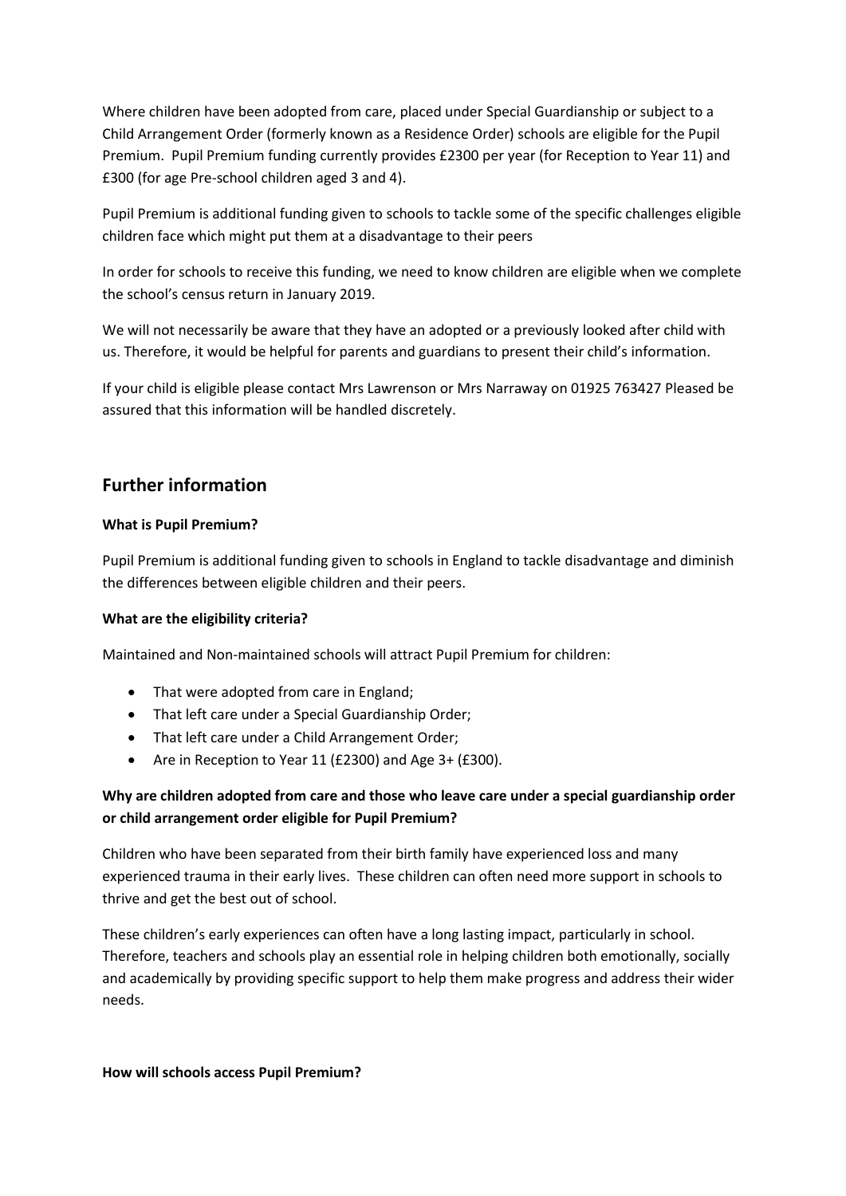Where children have been adopted from care, placed under Special Guardianship or subject to a Child Arrangement Order (formerly known as a Residence Order) schools are eligible for the Pupil Premium. Pupil Premium funding currently provides £2300 per year (for Reception to Year 11) and £300 (for age Pre-school children aged 3 and 4).

Pupil Premium is additional funding given to schools to tackle some of the specific challenges eligible children face which might put them at a disadvantage to their peers

In order for schools to receive this funding, we need to know children are eligible when we complete the school's census return in January 2019.

We will not necessarily be aware that they have an adopted or a previously looked after child with us. Therefore, it would be helpful for parents and guardians to present their child's information.

If your child is eligible please contact Mrs Lawrenson or Mrs Narraway on 01925 763427 Pleased be assured that this information will be handled discretely.

## Further information

**What is Pupil Premium?**

Pupil Premium is additional funding given to schools in England to tackle disadvantage and diminish the differences between eligible children and their peers.

**What are the eligibility criteria?**

Maintained and Non-maintained schools will attract Pupil Premium for children:

- That were adopted from care in England;
- That left care under a Special Guardianship Order;
- That left care under a Child Arrangement Order;
- Are in Reception to Year 11 (£2300) and Age 3+ (£300).

**Why are children adopted from care and those who leave care under a special guardianship order or child arrangement order eligible for Pupil Premium?**

Children who have been separated from their birth family have experienced loss and many experienced trauma in their early lives. These children can often need more support in schools to thrive and get the best out of school.

These children's early experiences can often have a long lasting impact, particularly in school. Therefore, teachers and schools play an essential role in helping children both emotionally, socially and academically by providing specific support to help them make progress and address their wider needs.

**How will schools access Pupil Premium?**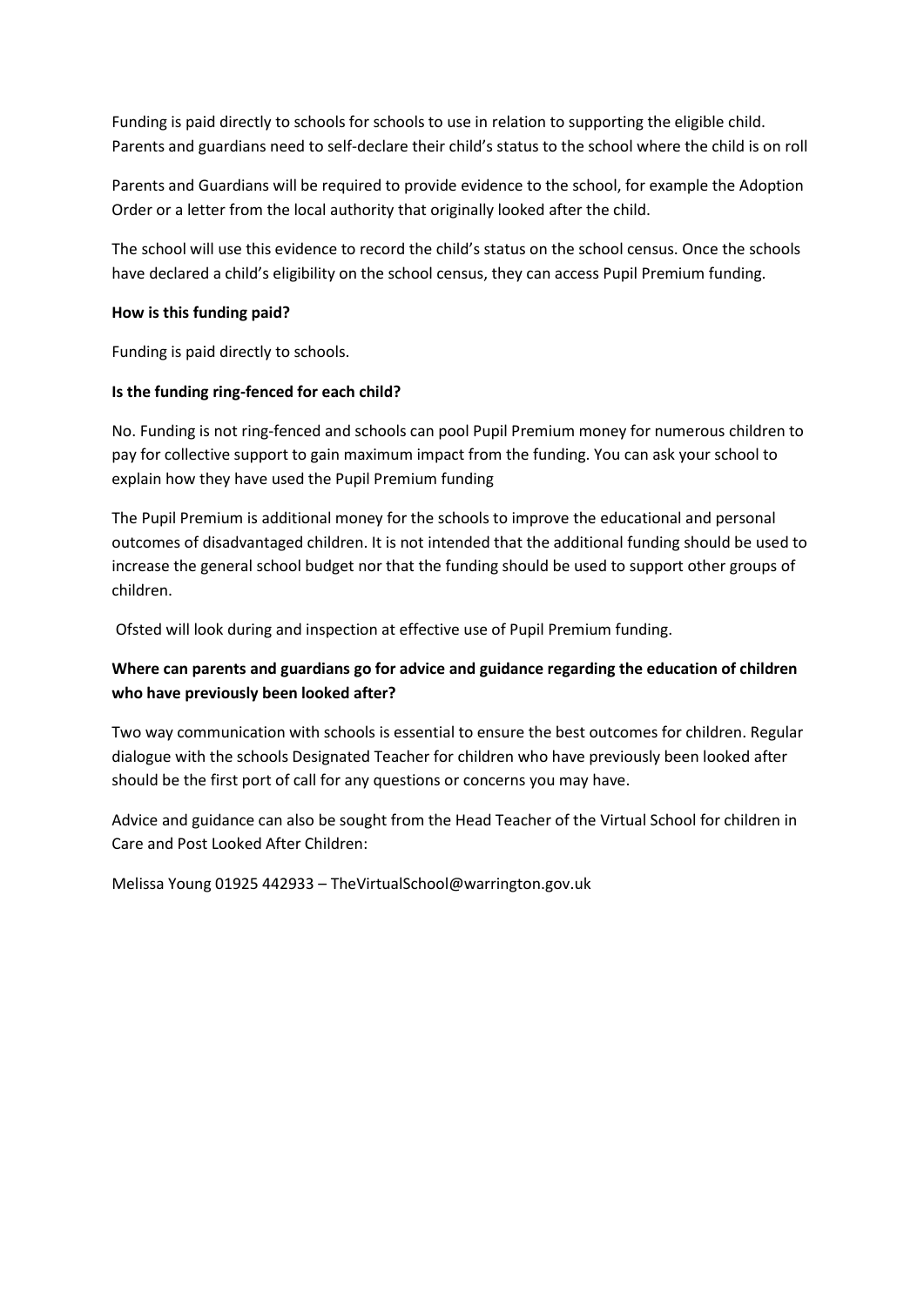Funding is paid directly to schools for schools to use in relation to supporting the eligible child. Parents and guardians need to self-declare their child's status to the school where the child is on roll

Parents and Guardians will be required to provide evidence to the school, for example the Adoption Order or a letter from the local authority that originally looked after the child.

The school will use this evidence to record the child's status on the school census. Once the schools have declared a child's eligibility on the school census, they can access Pupil Premium funding.

**How is this funding paid?**

Funding is paid directly to schools.

**Is the funding ring-fenced for each child?**

No. Funding is not ring-fenced and schools can pool Pupil Premium money for numerous children to pay for collective support to gain maximum impact from the funding. You can ask your school to explain how they have used the Pupil Premium funding

The Pupil Premium is additional money for the schools to improve the educational and personal outcomes of disadvantaged children. It is not intended that the additional funding should be used to increase the general school budget nor that the funding should be used to support other groups of children.

Ofsted will look during and inspection at effective use of Pupil Premium funding.

**Where can parents and guardians go for advice and guidance regarding the education of children who have previously been looked after?**

Two way communication with schools is essential to ensure the best outcomes for children. Regular dialogue with the schools Designated Teacher for children who have previously been looked after should be the first port of call for any questions or concerns you may have.

Advice and guidance can also be sought from the Head Teacher of the Virtual School for children in Care and Post Looked After Children:

Melissa Young 01925 442933 – TheVirtualSchool@warrington.gov.uk